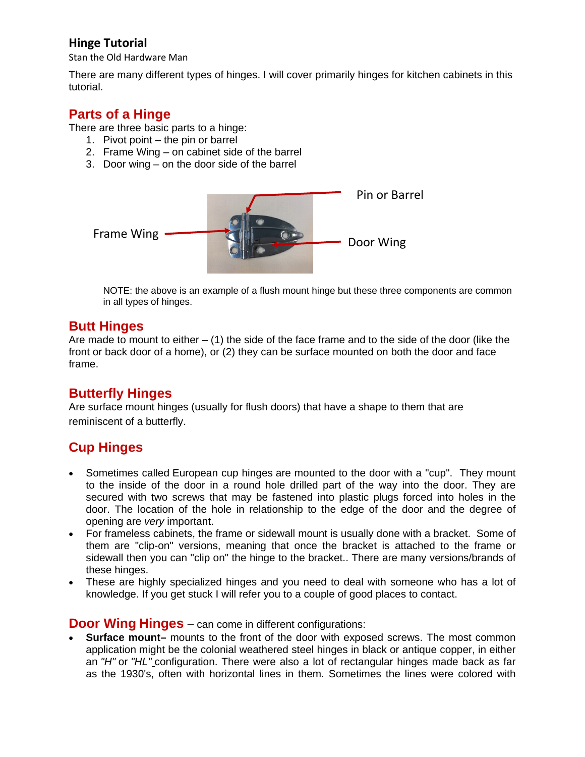## Hinge Tutorial

Stan the Old Hardware Man

There are many different types of hinges. I will cover primarily hinges for kitchen cabinets in this tutorial.

## Parts of a Hinge

There are three basic parts to a hinge:

1. Pivot point – the pin or barrel
2. Frame Wing – on cabinet side of the barrel
3. Door wing – on the door side of the barrel

Pin or Barrel

Frame Wing

Door Wing

NOTE: the above is an example of a flush mount hinge but these three components are common in all types of hinges.

## Butt Hinges

Are made to mount to either – (1) the side of the face frame and to the side of the door (like the front or back door of a home), or (2) they can be surface mounted on both the door and face frame.

## Butterfly Hinges

Are surface mount hinges (usually for flush doors) that have a shape to them that are reminiscent of a butterfly.

## Cup Hinges

- Sometimes called European cup hinges are mounted to the door with a "cup". They mount to the inside of the door in a round hole drilled part of the way into the door. They are secured with two screws that may be fastened into plastic plugs forced into holes in the door. The location of the hole in relationship to the edge of the door and the degree of opening are *very* important.
- For frameless cabinets, the frame or sidewall mount is usually done with a bracket. Some of them are "clip-on" versions, meaning that once the bracket is attached to the frame or sidewall then you can "clip on" the hinge to the bracket.. There are many versions/brands of these hinges.
- These are highly specialized hinges and you need to deal with someone who has a lot of knowledge. If you get stuck I will refer you to a couple of good places to contact.

## Door Wing Hinges – can come in different configurations:

- **Surface mount–** mounts to the front of the door with exposed screws. The most common application might be the colonial weathered steel hinges in black or antique copper, in either an *"H"* or *"HL"* configuration. There were also a lot of rectangular hinges made back as far as the 1930's, often with horizontal lines in them. Sometimes the lines were colored with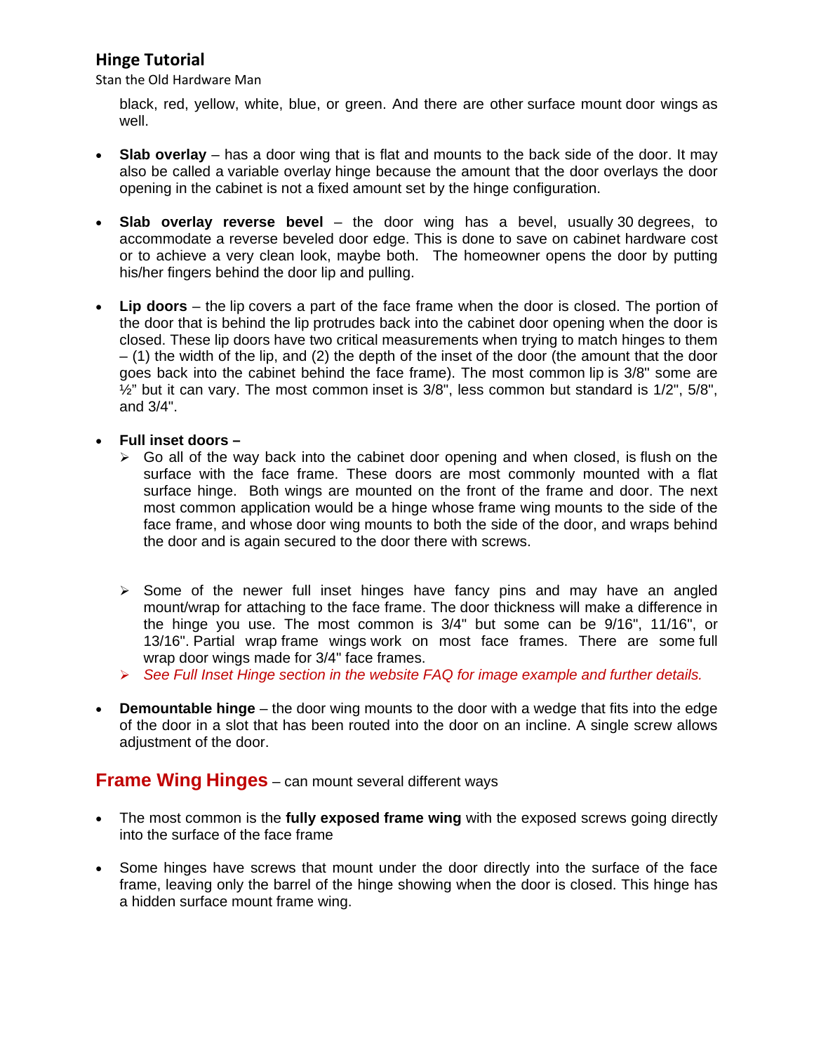black, red, yellow, white, blue, or green. And there are other surface mount door wings as well.

- **Slab overlay** – has a door wing that is flat and mounts to the back side of the door. It may also be called a variable overlay hinge because the amount that the door overlays the door opening in the cabinet is not a fixed amount set by the hinge configuration.

- **Slab overlay reverse bevel** – the door wing has a bevel, usually 30 degrees, to accommodate a reverse beveled door edge. This is done to save on cabinet hardware cost or to achieve a very clean look, maybe both. The homeowner opens the door by putting his/her fingers behind the door lip and pulling.

- **Lip doors** – the lip covers a part of the face frame when the door is closed. The portion of the door that is behind the lip protrudes back into the cabinet door opening when the door is closed. These lip doors have two critical measurements when trying to match hinges to them – (1) the width of the lip, and (2) the depth of the inset of the door (the amount that the door goes back into the cabinet behind the face frame). The most common lip is 3/8" some are ½" but it can vary. The most common inset is 3/8", less common but standard is 1/2", 5/8", and 3/4".

- **Full inset doors –**
  - Go all of the way back into the cabinet door opening and when closed, is flush on the surface with the face frame. These doors are most commonly mounted with a flat surface hinge. Both wings are mounted on the front of the frame and door. The next most common application would be a hinge whose frame wing mounts to the side of the face frame, and whose door wing mounts to both the side of the door, and wraps behind the door and is again secured to the door there with screws.

  - Some of the newer full inset hinges have fancy pins and may have an angled mount/wrap for attaching to the face frame. The door thickness will make a difference in the hinge you use. The most common is 3/4" but some can be 9/16", 11/16", or 13/16". Partial wrap frame wings work on most face frames. There are some full wrap door wings made for 3/4" face frames.
  - *See Full Inset Hinge section in the website FAQ for image example and further details.*

- **Demountable hinge** – the door wing mounts to the door with a wedge that fits into the edge of the door in a slot that has been routed into the door on an incline. A single screw allows adjustment of the door.

## Frame Wing Hinges – can mount several different ways

- The most common is the **fully exposed frame wing** with the exposed screws going directly into the surface of the face frame

- Some hinges have screws that mount under the door directly into the surface of the face frame, leaving only the barrel of the hinge showing when the door is closed. This hinge has a hidden surface mount frame wing.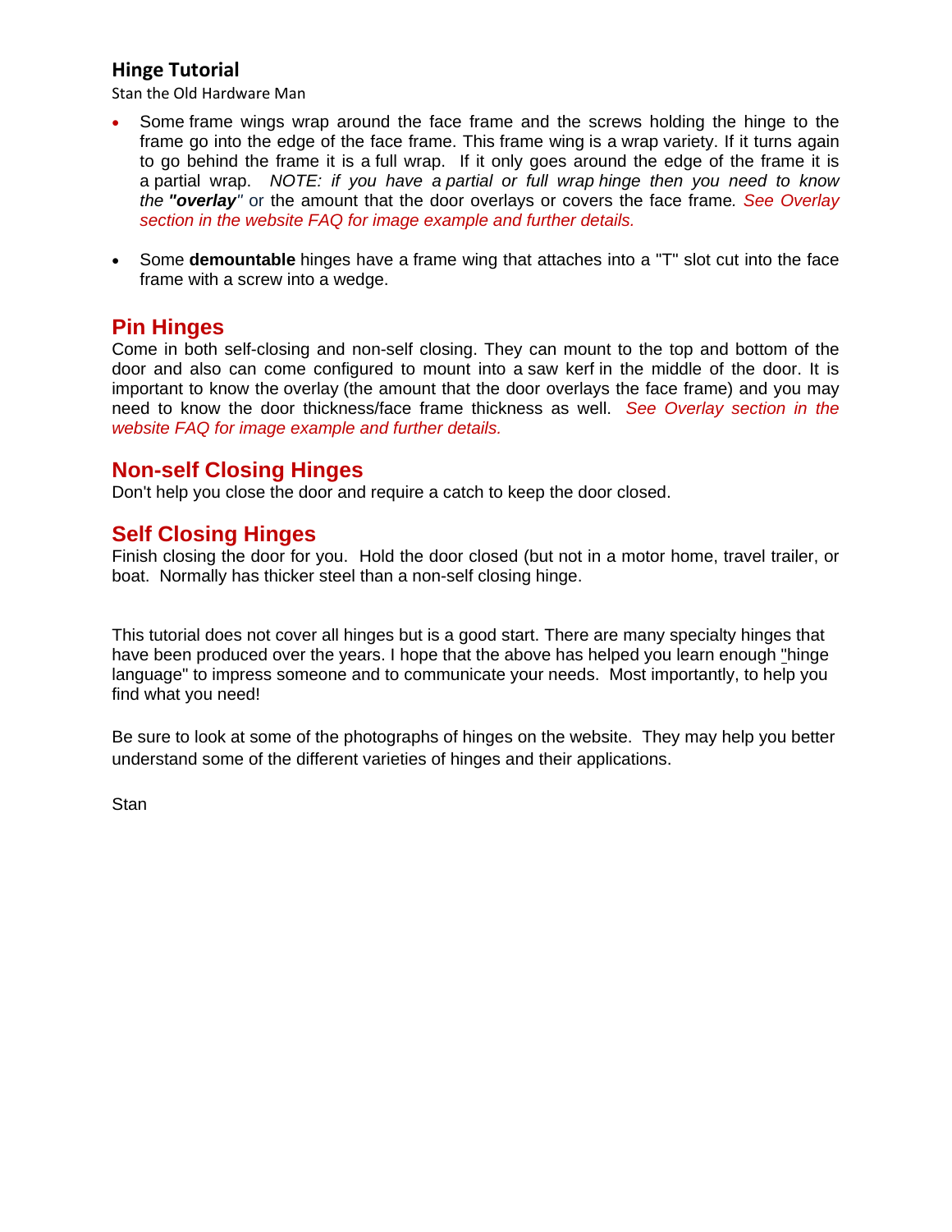## Hinge Tutorial

Stan the Old Hardware Man

- Some frame wings wrap around the face frame and the screws holding the hinge to the frame go into the edge of the face frame. This frame wing is a wrap variety. If it turns again to go behind the frame it is a full wrap. If it only goes around the edge of the frame it is a partial wrap. *NOTE: if you have a partial or full wrap hinge then you need to know the* ***"overlay"*** or the amount that the door overlays or covers the face frame*. See Overlay section in the website FAQ for image example and further details.*

- Some **demountable** hinges have a frame wing that attaches into a "T" slot cut into the face frame with a screw into a wedge.

## Pin Hinges

Come in both self-closing and non-self closing. They can mount to the top and bottom of the door and also can come configured to mount into a saw kerf in the middle of the door. It is important to know the overlay (the amount that the door overlays the face frame) and you may need to know the door thickness/face frame thickness as well. *See Overlay section in the website FAQ for image example and further details.*

## Non-self Closing Hinges

Don't help you close the door and require a catch to keep the door closed.

## Self Closing Hinges

Finish closing the door for you. Hold the door closed (but not in a motor home, travel trailer, or boat. Normally has thicker steel than a non-self closing hinge.

This tutorial does not cover all hinges but is a good start. There are many specialty hinges that have been produced over the years. I hope that the above has helped you learn enough "hinge language" to impress someone and to communicate your needs. Most importantly, to help you find what you need!

Be sure to look at some of the photographs of hinges on the website. They may help you better understand some of the different varieties of hinges and their applications.

Stan